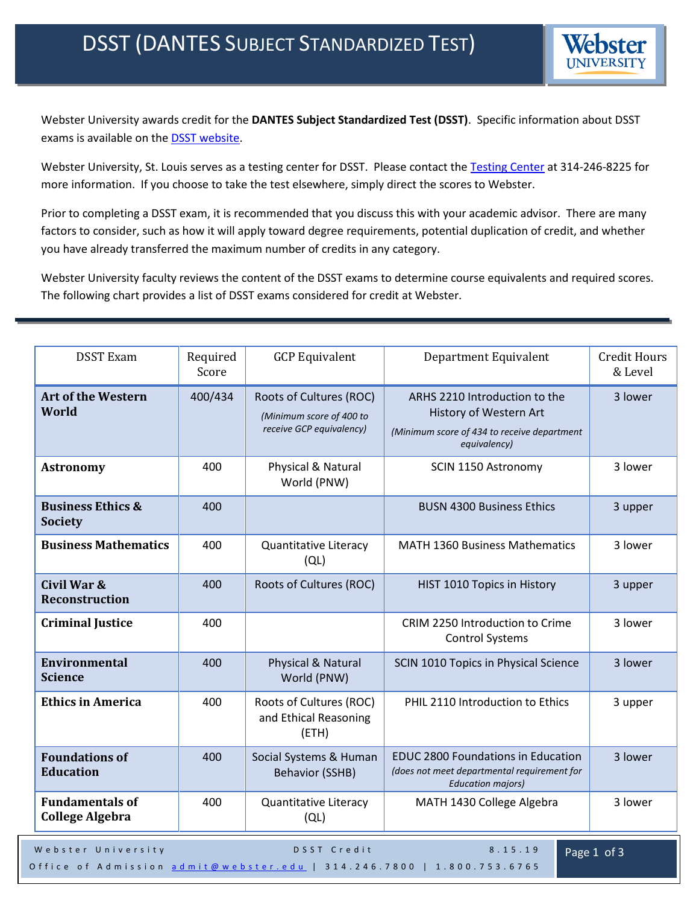# DSST (DANTES Subject Standardized Test)

Webster University awards credit for the **DANTES Subject Standardized Test (DSST)**. Specific information about DSST exams is available on the DSST website.

Webster University, St. Louis serves as a testing center for DSST. Please contact the Testing Center at 314-246-8225 for more information. If you choose to take the test elsewhere, simply direct the scores to Webster.

Prior to completing a DSST exam, it is recommended that you discuss this with your academic advisor. There are many factors to consider, such as how it will apply toward degree requirements, potential duplication of credit, and whether you have already transferred the maximum number of credits in any category.

Webster University faculty reviews the content of the DSST exams to determine course equivalents and required scores. The following chart provides a list of DSST exams considered for credit at Webster.

| DSST Exam | Required Score | GCP Equivalent | Department Equivalent | Credit Hours & Level |
|---|---|---|---|---|
| **Art of the Western World** | 400/434 | Roots of Cultures (ROC) *(Minimum score of 400 to receive GCP equivalency)* | ARHS 2210 Introduction to the History of Western Art *(Minimum score of 434 to receive department equivalency)* | 3 lower |
| **Astronomy** | 400 | Physical & Natural World (PNW) | SCIN 1150 Astronomy | 3 lower |
| **Business Ethics & Society** | 400 | | BUSN 4300 Business Ethics | 3 upper |
| **Business Mathematics** | 400 | Quantitative Literacy (QL) | MATH 1360 Business Mathematics | 3 lower |
| **Civil War & Reconstruction** | 400 | Roots of Cultures (ROC) | HIST 1010 Topics in History | 3 upper |
| **Criminal Justice** | 400 | | CRIM 2250 Introduction to Crime Control Systems | 3 lower |
| **Environmental Science** | 400 | Physical & Natural World (PNW) | SCIN 1010 Topics in Physical Science | 3 lower |
| **Ethics in America** | 400 | Roots of Cultures (ROC) and Ethical Reasoning (ETH) | PHIL 2110 Introduction to Ethics | 3 upper |
| **Foundations of Education** | 400 | Social Systems & Human Behavior (SSHB) | EDUC 2800 Foundations in Education *(does not meet departmental requirement for Education majors)* | 3 lower |
| **Fundamentals of College Algebra** | 400 | Quantitative Literacy (QL) | MATH 1430 College Algebra | 3 lower |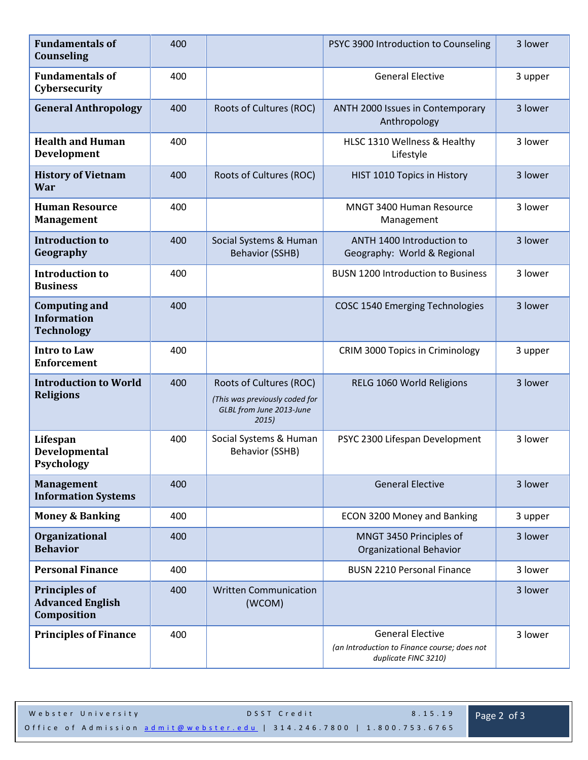| Fundamentals of Counseling | 400 | | PSYC 3900 Introduction to Counseling | 3 lower |
|---|---|---|---|---|
| **Fundamentals of Cybersecurity** | 400 | | General Elective | 3 upper |
| **General Anthropology** | 400 | Roots of Cultures (ROC) | ANTH 2000 Issues in Contemporary Anthropology | 3 lower |
| **Health and Human Development** | 400 | | HLSC 1310 Wellness & Healthy Lifestyle | 3 lower |
| **History of Vietnam War** | 400 | Roots of Cultures (ROC) | HIST 1010 Topics in History | 3 lower |
| **Human Resource Management** | 400 | | MNGT 3400 Human Resource Management | 3 lower |
| **Introduction to Geography** | 400 | Social Systems & Human Behavior (SSHB) | ANTH 1400 Introduction to Geography: World & Regional | 3 lower |
| **Introduction to Business** | 400 | | BUSN 1200 Introduction to Business | 3 lower |
| **Computing and Information Technology** | 400 | | COSC 1540 Emerging Technologies | 3 lower |
| **Intro to Law Enforcement** | 400 | | CRIM 3000 Topics in Criminology | 3 upper |
| **Introduction to World Religions** | 400 | Roots of Cultures (ROC) *(This was previously coded for GLBL from June 2013-June 2015)* | RELG 1060 World Religions | 3 lower |
| **Lifespan Developmental Psychology** | 400 | Social Systems & Human Behavior (SSHB) | PSYC 2300 Lifespan Development | 3 lower |
| **Management Information Systems** | 400 | | General Elective | 3 lower |
| **Money & Banking** | 400 | | ECON 3200 Money and Banking | 3 upper |
| **Organizational Behavior** | 400 | | MNGT 3450 Principles of Organizational Behavior | 3 lower |
| **Personal Finance** | 400 | | BUSN 2210 Personal Finance | 3 lower |
| **Principles of Advanced English Composition** | 400 | Written Communication (WCOM) | | 3 lower |
| **Principles of Finance** | 400 | | General Elective *(an Introduction to Finance course; does not duplicate FINC 3210)* | 3 lower |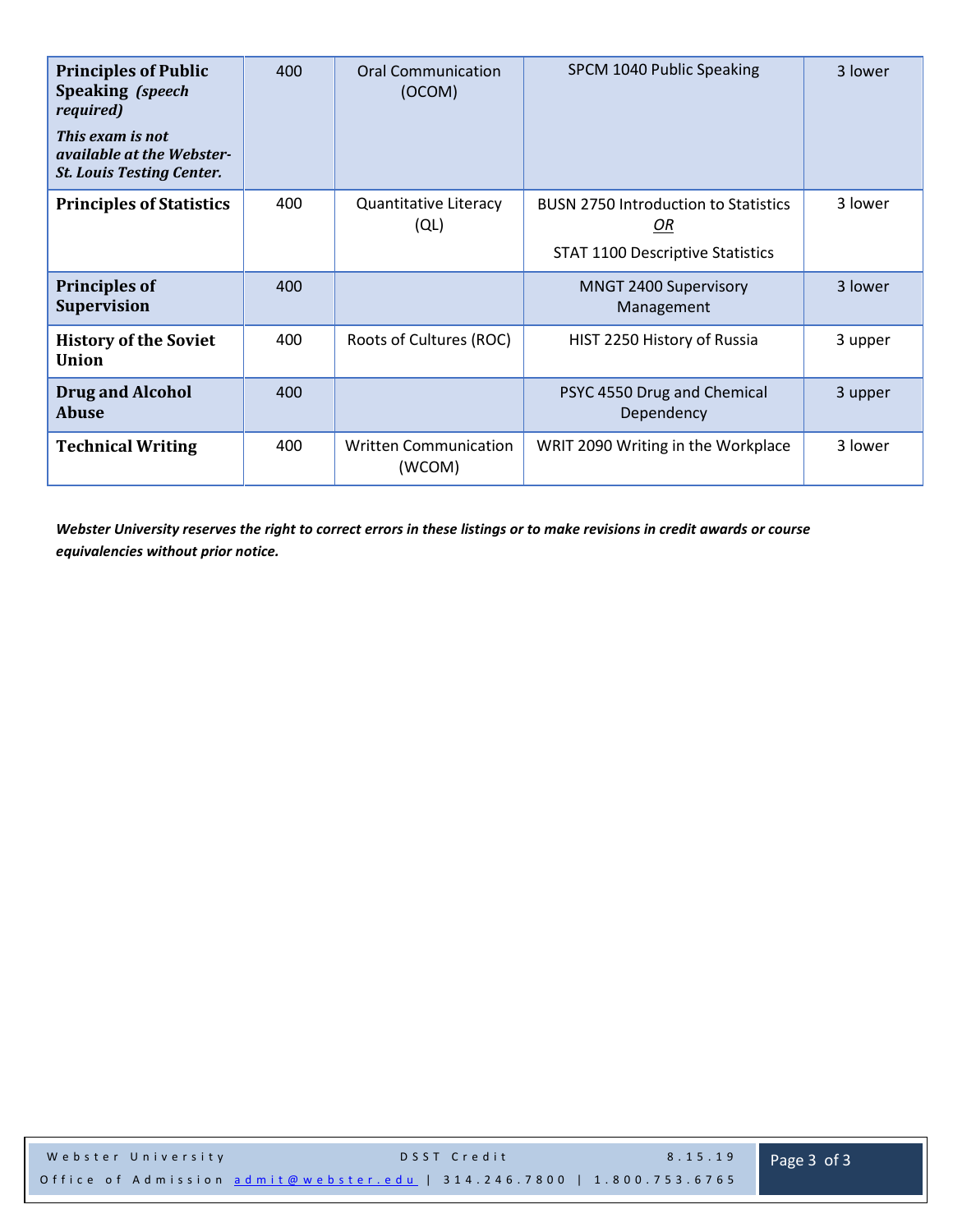| | | | | |
|---|---|---|---|---|
| **Principles of Public Speaking** ***(speech required)*** ***This exam is not available at the Webster-St. Louis Testing Center.*** | 400 | Oral Communication (OCOM) | SPCM 1040 Public Speaking | 3 lower |
| **Principles of Statistics** | 400 | Quantitative Literacy (QL) | BUSN 2750 Introduction to Statistics *OR* STAT 1100 Descriptive Statistics | 3 lower |
| **Principles of Supervision** | 400 | | MNGT 2400 Supervisory Management | 3 lower |
| **History of the Soviet Union** | 400 | Roots of Cultures (ROC) | HIST 2250 History of Russia | 3 upper |
| **Drug and Alcohol Abuse** | 400 | | PSYC 4550 Drug and Chemical Dependency | 3 upper |
| **Technical Writing** | 400 | Written Communication (WCOM) | WRIT 2090 Writing in the Workplace | 3 lower |

***Webster University reserves the right to correct errors in these listings or to make revisions in credit awards or course equivalencies without prior notice.***